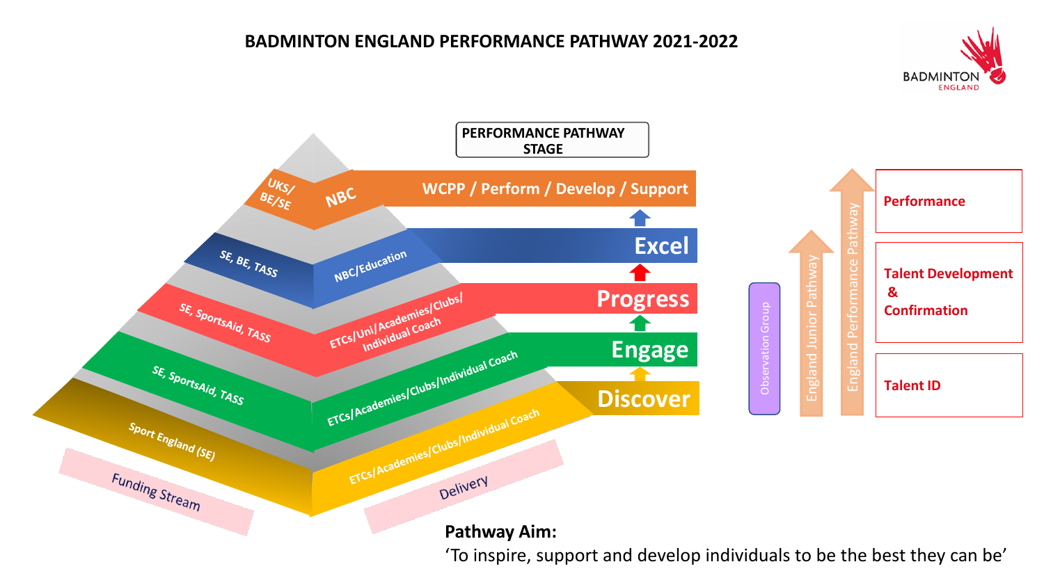# BADMINTON ENGLAND PERFORMANCE PATHWAY 2021-2022

BADMINTON ENGLAND

**PERFORMANCE PATHWAY STAGE**

| Funding Stream | Delivery | Performance Pathway Stage |
| --- | --- | --- |
| UKS/ BE/SE | NBC | WCPP / Perform / Develop / Support |
| SE, BE, TASS | NBC/Education | Excel |
| SE, SportsAid, TASS | ETCs/Uni/Academies/Clubs/ Individual Coach | Progress |
| SE, SportsAid, TASS | ETCs/Academies/Clubs/Individual Coach | Engage |
| Sport England (SE) | ETCs/Academies/Clubs/Individual Coach | Discover |

- Observation Group
- England Junior Pathway
- England Performance Pathway

**Performance**

**Talent Development & Confirmation**

**Talent ID**

**Pathway Aim:**

'To inspire, support and develop individuals to be the best they can be'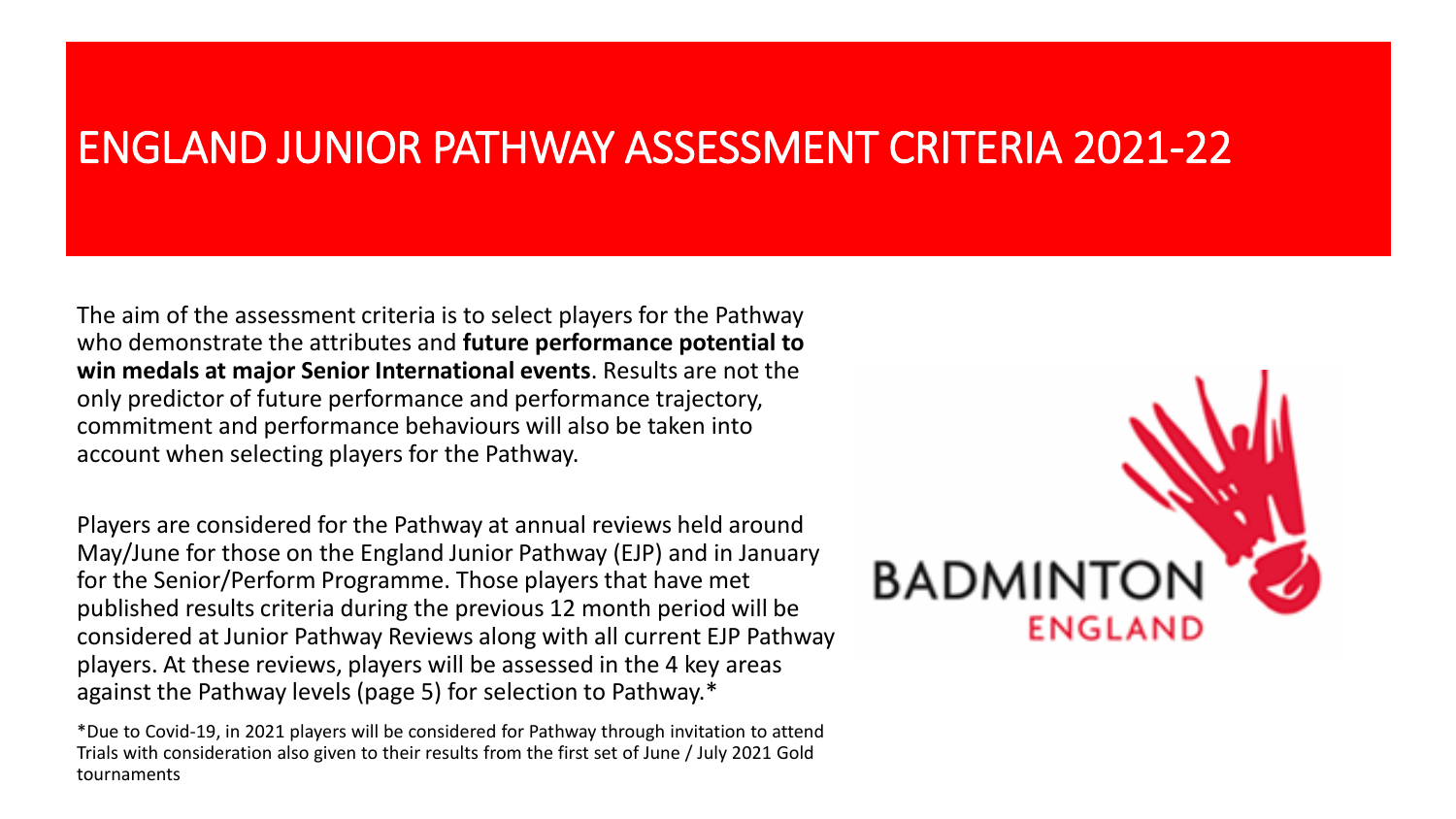# ENGLAND JUNIOR PATHWAY ASSESSMENT CRITERIA 2021-22

The aim of the assessment criteria is to select players for the Pathway who demonstrate the attributes and **future performance potential to win medals at major Senior International events**. Results are not the only predictor of future performance and performance trajectory, commitment and performance behaviours will also be taken into account when selecting players for the Pathway.

Players are considered for the Pathway at annual reviews held around May/June for those on the England Junior Pathway (EJP) and in January for the Senior/Perform Programme. Those players that have met published results criteria during the previous 12 month period will be considered at Junior Pathway Reviews along with all current EJP Pathway players. At these reviews, players will be assessed in the 4 key areas against the Pathway levels (page 5) for selection to Pathway.*

*Due to Covid-19, in 2021 players will be considered for Pathway through invitation to attend Trials with consideration also given to their results from the first set of June / July 2021 Gold tournaments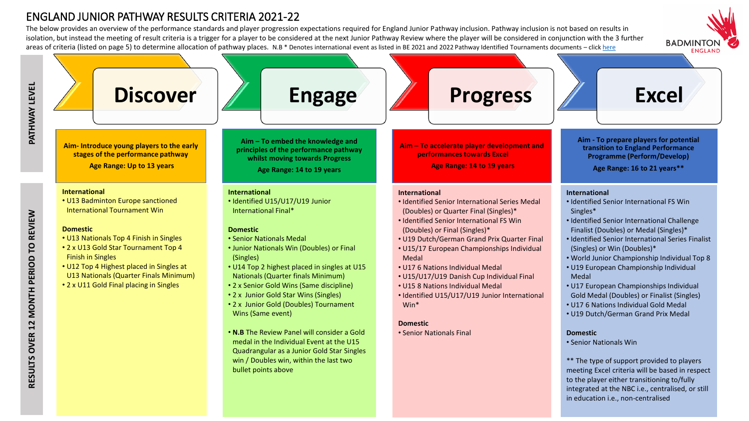# ENGLAND JUNIOR PATHWAY RESULTS CRITERIA 2021-22

The below provides an overview of the performance standards and player progression expectations required for England Junior Pathway inclusion. Pathway inclusion is not based on results in isolation, but instead the meeting of result criteria is a trigger for a player to be considered at the next Junior Pathway Review where the player will be considered in conjunction with the 3 further areas of criteria (listed on page 5) to determine allocation of pathway places. N.B * Denotes international event as listed in BE 2021 and 2022 Pathway Identified Tournaments documents – click here

BADMINTON ENGLAND

| PATHWAY LEVEL | Discover | Engage | Progress | Excel |
|---|---|---|---|---|
| | **Aim- Introduce young players to the early stages of the performance pathway**<br>**Age Range: Up to 13 years** | **Aim – To embed the knowledge and principles of the performance pathway whilst moving towards Progress**<br>**Age Range: 14 to 19 years** | **Aim – To accelerate player development and performances towards Excel**<br>**Age Range: 14 to 19 years** | **Aim - To prepare players for potential transition to England Performance Programme (Perform/Develop)**<br>**Age Range: 16 to 21 years\*\*** |
| RESULTS OVER 12 MONTH PERIOD TO REVIEW | **International**<br>• U13 Badminton Europe sanctioned International Tournament Win<br><br>**Domestic**<br>• U13 Nationals Top 4 Finish in Singles<br>• 2 x U13 Gold Star Tournament Top 4 Finish in Singles<br>• U12 Top 4 Highest placed in Singles at U13 Nationals (Quarter Finals Minimum)<br>• 2 x U11 Gold Final placing in Singles | **International**<br>• Identified U15/U17/U19 Junior International Final*<br><br>**Domestic**<br>• Senior Nationals Medal<br>• Junior Nationals Win (Doubles) or Final (Singles)<br>• U14 Top 2 highest placed in singles at U15 Nationals (Quarter finals Minimum)<br>• 2 x Senior Gold Wins (Same discipline)<br>• 2 x Junior Gold Star Wins (Singles)<br>• 2 x Junior Gold (Doubles) Tournament Wins (Same event)<br><br>• **N.B** The Review Panel will consider a Gold medal in the Individual Event at the U15 Quadrangular as a Junior Gold Star Singles win / Doubles win, within the last two bullet points above | **International**<br>• Identified Senior International Series Medal (Doubles) or Quarter Final (Singles)*<br>• Identified Senior International FS Win (Doubles) or Final (Singles)*<br>• U19 Dutch/German Grand Prix Quarter Final<br>• U15/17 European Championships Individual Medal<br>• U17 6 Nations Individual Medal<br>• U15/U17/U19 Danish Cup Individual Final<br>• U15 8 Nations Individual Medal<br>• Identified U15/U17/U19 Junior International Win*<br><br>**Domestic**<br>• Senior Nationals Final | **International**<br>• Identified Senior International FS Win Singles*<br>• Identified Senior International Challenge Finalist (Doubles) or Medal (Singles)*<br>• Identified Senior International Series Finalist (Singles) or Win (Doubles)*<br>• World Junior Championship Individual Top 8<br>• U19 European Championship Individual Medal<br>• U17 European Championships Individual Gold Medal (Doubles) or Finalist (Singles)<br>• U17 6 Nations Individual Gold Medal<br>• U19 Dutch/German Grand Prix Medal<br><br>**Domestic**<br>• Senior Nationals Win<br><br>\*\* The type of support provided to players meeting Excel criteria will be based in respect to the player either transitioning to/fully integrated at the NBC i.e., centralised, or still in education i.e., non-centralised |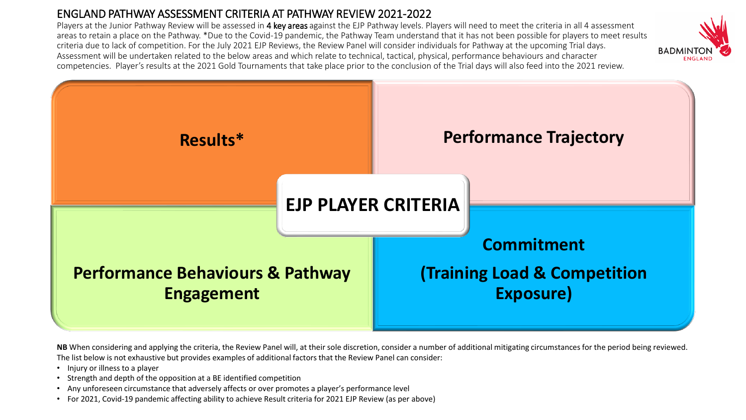# ENGLAND PATHWAY ASSESSMENT CRITERIA AT PATHWAY REVIEW 2021-2022

Players at the Junior Pathway Review will be assessed in **4 key areas** against the EJP Pathway levels. Players will need to meet the criteria in all 4 assessment areas to retain a place on the Pathway. *Due to the Covid-19 pandemic, the Pathway Team understand that it has not been possible for players to meet results criteria due to lack of competition. For the July 2021 EJP Reviews, the Review Panel will consider individuals for Pathway at the upcoming Trial days. Assessment will be undertaken related to the below areas and which relate to technical, tactical, physical, performance behaviours and character competencies. Player's results at the 2021 Gold Tournaments that take place prior to the conclusion of the Trial days will also feed into the 2021 review.

## EJP PLAYER CRITERIA

- **Results***
- **Performance Trajectory**
- **Performance Behaviours & Pathway Engagement**
- **Commitment (Training Load & Competition Exposure)**

**NB** When considering and applying the criteria, the Review Panel will, at their sole discretion, consider a number of additional mitigating circumstances for the period being reviewed. The list below is not exhaustive but provides examples of additional factors that the Review Panel can consider:

- Injury or illness to a player
- Strength and depth of the opposition at a BE identified competition
- Any unforeseen circumstance that adversely affects or over promotes a player's performance level
- For 2021, Covid-19 pandemic affecting ability to achieve Result criteria for 2021 EJP Review (as per above)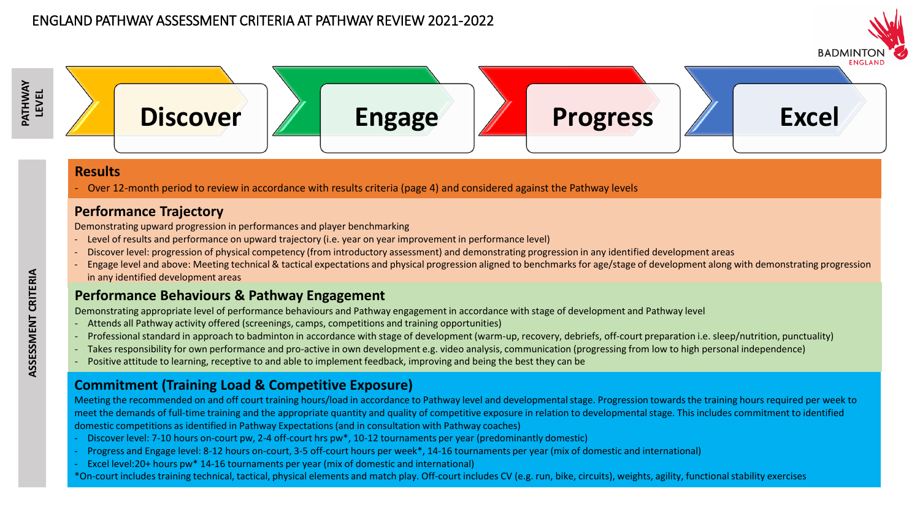# ENGLAND PATHWAY ASSESSMENT CRITERIA AT PATHWAY REVIEW 2021-2022

BADMINTON ENGLAND

**PATHWAY LEVEL**

Discover → Engage → Progress → Excel

**ASSESSMENT CRITERIA**

## Results

- Over 12-month period to review in accordance with results criteria (page 4) and considered against the Pathway levels

## Performance Trajectory

Demonstrating upward progression in performances and player benchmarking

- Level of results and performance on upward trajectory (i.e. year on year improvement in performance level)
- Discover level: progression of physical competency (from introductory assessment) and demonstrating progression in any identified development areas
- Engage level and above: Meeting technical & tactical expectations and physical progression aligned to benchmarks for age/stage of development along with demonstrating progression in any identified development areas

## Performance Behaviours & Pathway Engagement

Demonstrating appropriate level of performance behaviours and Pathway engagement in accordance with stage of development and Pathway level

- Attends all Pathway activity offered (screenings, camps, competitions and training opportunities)
- Professional standard in approach to badminton in accordance with stage of development (warm-up, recovery, debriefs, off-court preparation i.e. sleep/nutrition, punctuality)
- Takes responsibility for own performance and pro-active in own development e.g. video analysis, communication (progressing from low to high personal independence)
- Positive attitude to learning, receptive to and able to implement feedback, improving and being the best they can be

## Commitment (Training Load & Competitive Exposure)

Meeting the recommended on and off court training hours/load in accordance to Pathway level and developmental stage. Progression towards the training hours required per week to meet the demands of full-time training and the appropriate quantity and quality of competitive exposure in relation to developmental stage. This includes commitment to identified domestic competitions as identified in Pathway Expectations (and in consultation with Pathway coaches)

- Discover level: 7-10 hours on-court pw, 2-4 off-court hrs pw*, 10-12 tournaments per year (predominantly domestic)
- Progress and Engage level: 8-12 hours on-court, 3-5 off-court hours per week*, 14-16 tournaments per year (mix of domestic and international)
- Excel level:20+ hours pw* 14-16 tournaments per year (mix of domestic and international)

*On-court includes training technical, tactical, physical elements and match play. Off-court includes CV (e.g. run, bike, circuits), weights, agility, functional stability exercises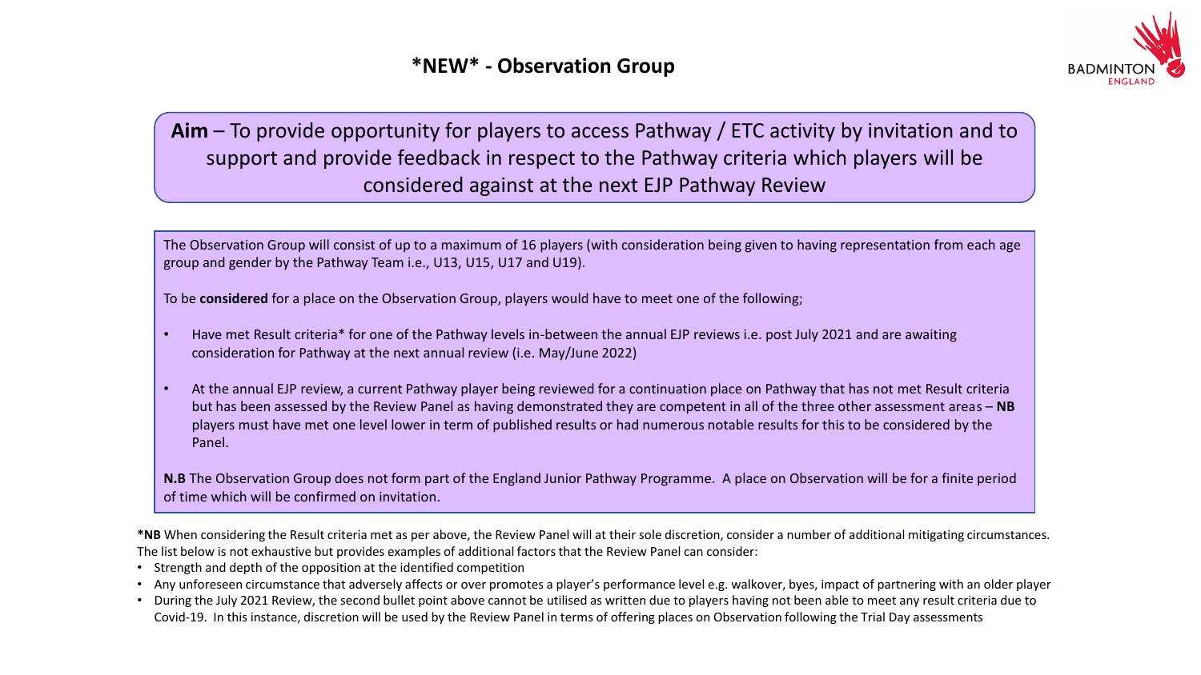# *NEW* - Observation Group

**Aim** – To provide opportunity for players to access Pathway / ETC activity by invitation and to support and provide feedback in respect to the Pathway criteria which players will be considered against at the next EJP Pathway Review

The Observation Group will consist of up to a maximum of 16 players (with consideration being given to having representation from each age group and gender by the Pathway Team i.e., U13, U15, U17 and U19).

To be **considered** for a place on the Observation Group, players would have to meet one of the following;

- Have met Result criteria* for one of the Pathway levels in-between the annual EJP reviews i.e. post July 2021 and are awaiting consideration for Pathway at the next annual review (i.e. May/June 2022)
- At the annual EJP review, a current Pathway player being reviewed for a continuation place on Pathway that has not met Result criteria but has been assessed by the Review Panel as having demonstrated they are competent in all of the three other assessment areas – **NB** players must have met one level lower in term of published results or had numerous notable results for this to be considered by the Panel.

**N.B** The Observation Group does not form part of the England Junior Pathway Programme. A place on Observation will be for a finite period of time which will be confirmed on invitation.

***NB** When considering the Result criteria met as per above, the Review Panel will at their sole discretion, consider a number of additional mitigating circumstances. The list below is not exhaustive but provides examples of additional factors that the Review Panel can consider:

- Strength and depth of the opposition at the identified competition
- Any unforeseen circumstance that adversely affects or over promotes a player's performance level e.g. walkover, byes, impact of partnering with an older player
- During the July 2021 Review, the second bullet point above cannot be utilised as written due to players having not been able to meet any result criteria due to Covid-19. In this instance, discretion will be used by the Review Panel in terms of offering places on Observation following the Trial Day assessments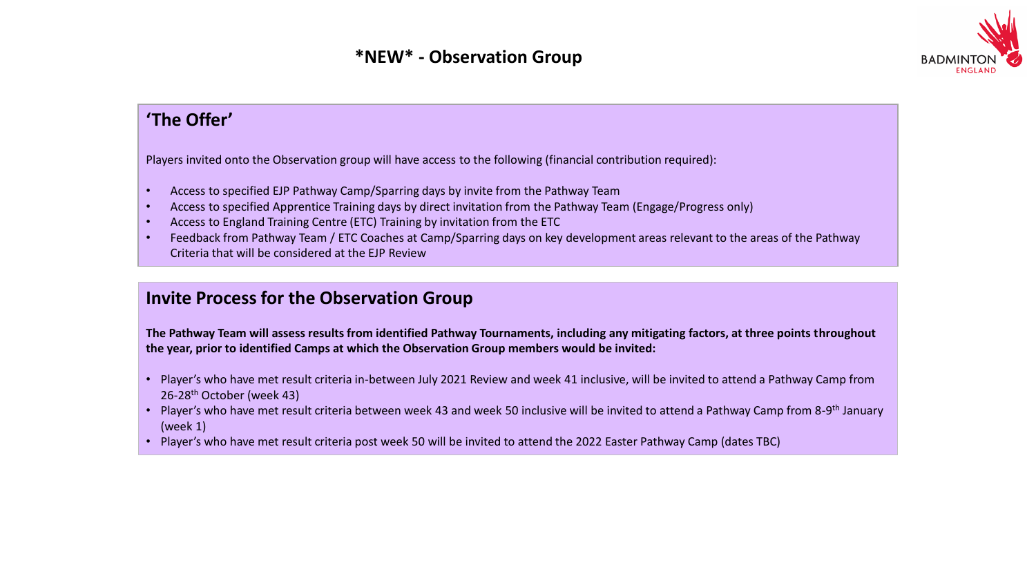# *NEW* - Observation Group

## 'The Offer'

Players invited onto the Observation group will have access to the following (financial contribution required):

- Access to specified EJP Pathway Camp/Sparring days by invite from the Pathway Team
- Access to specified Apprentice Training days by direct invitation from the Pathway Team (Engage/Progress only)
- Access to England Training Centre (ETC) Training by invitation from the ETC
- Feedback from Pathway Team / ETC Coaches at Camp/Sparring days on key development areas relevant to the areas of the Pathway Criteria that will be considered at the EJP Review

## Invite Process for the Observation Group

**The Pathway Team will assess results from identified Pathway Tournaments, including any mitigating factors, at three points throughout the year, prior to identified Camps at which the Observation Group members would be invited:**

- Player's who have met result criteria in-between July 2021 Review and week 41 inclusive, will be invited to attend a Pathway Camp from 26-28th October (week 43)
- Player's who have met result criteria between week 43 and week 50 inclusive will be invited to attend a Pathway Camp from 8-9th January (week 1)
- Player's who have met result criteria post week 50 will be invited to attend the 2022 Easter Pathway Camp (dates TBC)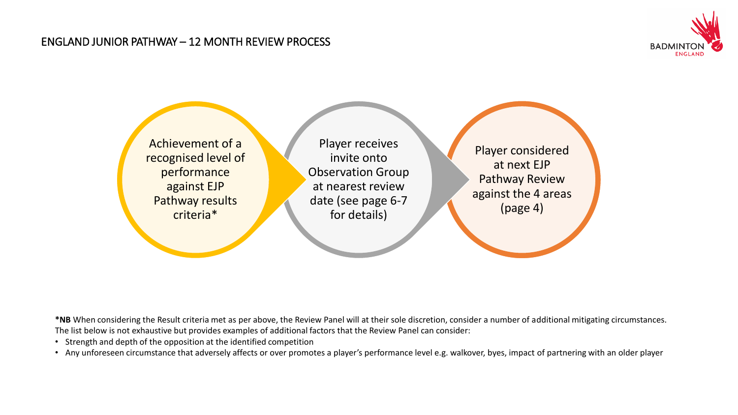# ENGLAND JUNIOR PATHWAY – 12 MONTH REVIEW PROCESS

Achievement of a recognised level of performance against EJP Pathway results criteria*

Player receives invite onto Observation Group at nearest review date (see page 6-7 for details)

Player considered at next EJP Pathway Review against the 4 areas (page 4)

**\*NB** When considering the Result criteria met as per above, the Review Panel will at their sole discretion, consider a number of additional mitigating circumstances. The list below is not exhaustive but provides examples of additional factors that the Review Panel can consider:

- Strength and depth of the opposition at the identified competition
- Any unforeseen circumstance that adversely affects or over promotes a player's performance level e.g. walkover, byes, impact of partnering with an older player